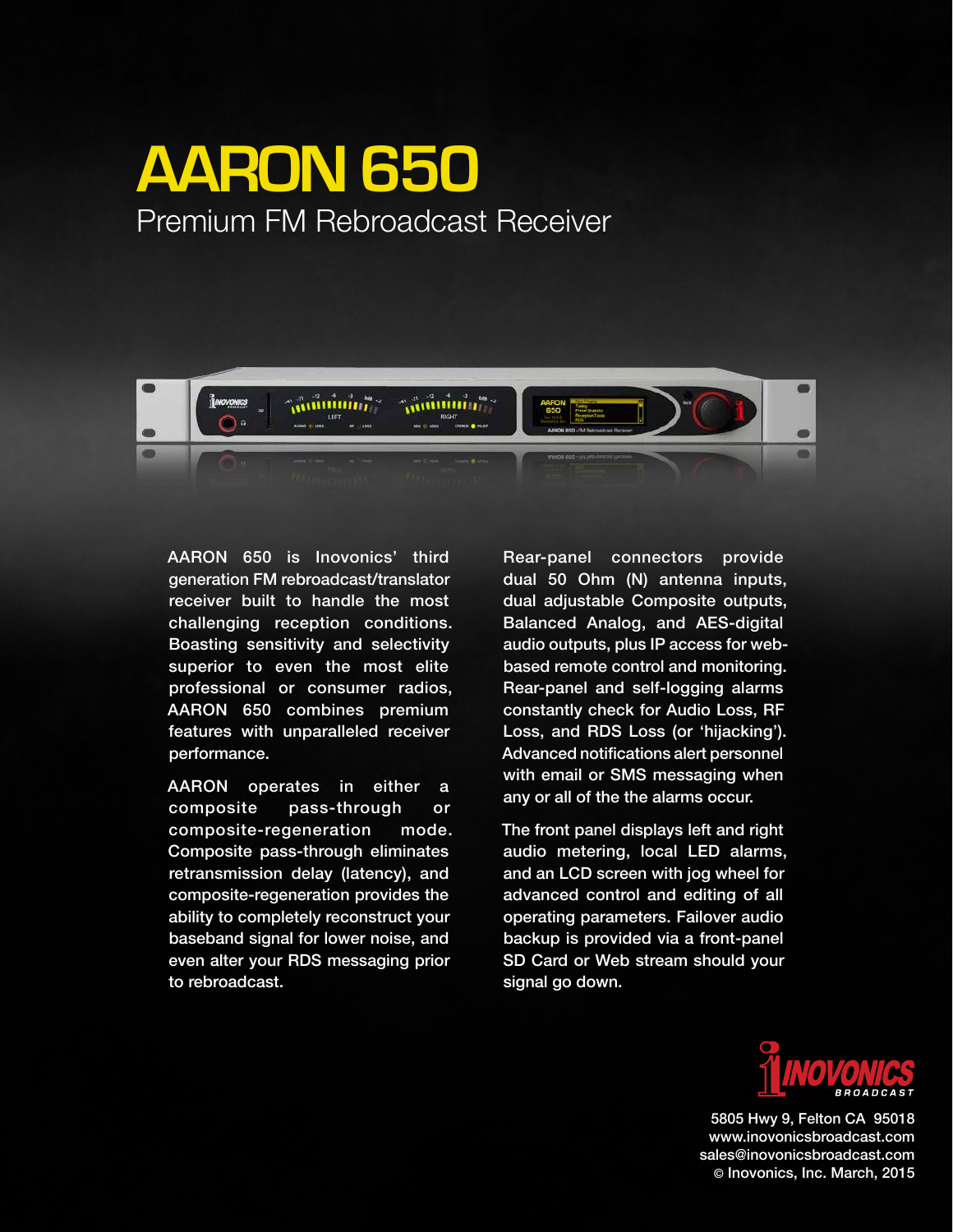# AARON 650

## Premium FM Rebroadcast Receiver

AARON 650 is Inovonics' third generation FM rebroadcast/translator receiver built to handle the most challenging reception conditions. Boasting sensitivity and selectivity superior to even the most elite professional or consumer radios, AARON 650 combines premium features with unparalleled receiver performance.

AARON operates in either a composite pass-through or composite-regeneration mode. Composite pass-through eliminates retransmission delay (latency), and composite-regeneration provides the ability to completely reconstruct your baseband signal for lower noise, and even alter your RDS messaging prior to rebroadcast.

Rear-panel connectors provide dual 50 Ohm (N) antenna inputs, dual adjustable Composite outputs, Balanced Analog, and AES-digital audio outputs, plus IP access for web-based remote control and monitoring. Rear-panel and self-logging alarms constantly check for Audio Loss, RF Loss, and RDS Loss (or 'hijacking'). Advanced notifications alert personnel with email or SMS messaging when any or all of the the alarms occur.

The front panel displays left and right audio metering, local LED alarms, and an LCD screen with jog wheel for advanced control and editing of all operating parameters. Failover audio backup is provided via a front-panel SD Card or Web stream should your signal go down.

INOVONICS BROADCAST

5805 Hwy 9, Felton CA 95018
www.inovonicsbroadcast.com
sales@inovonicsbroadcast.com
© Inovonics, Inc. March, 2015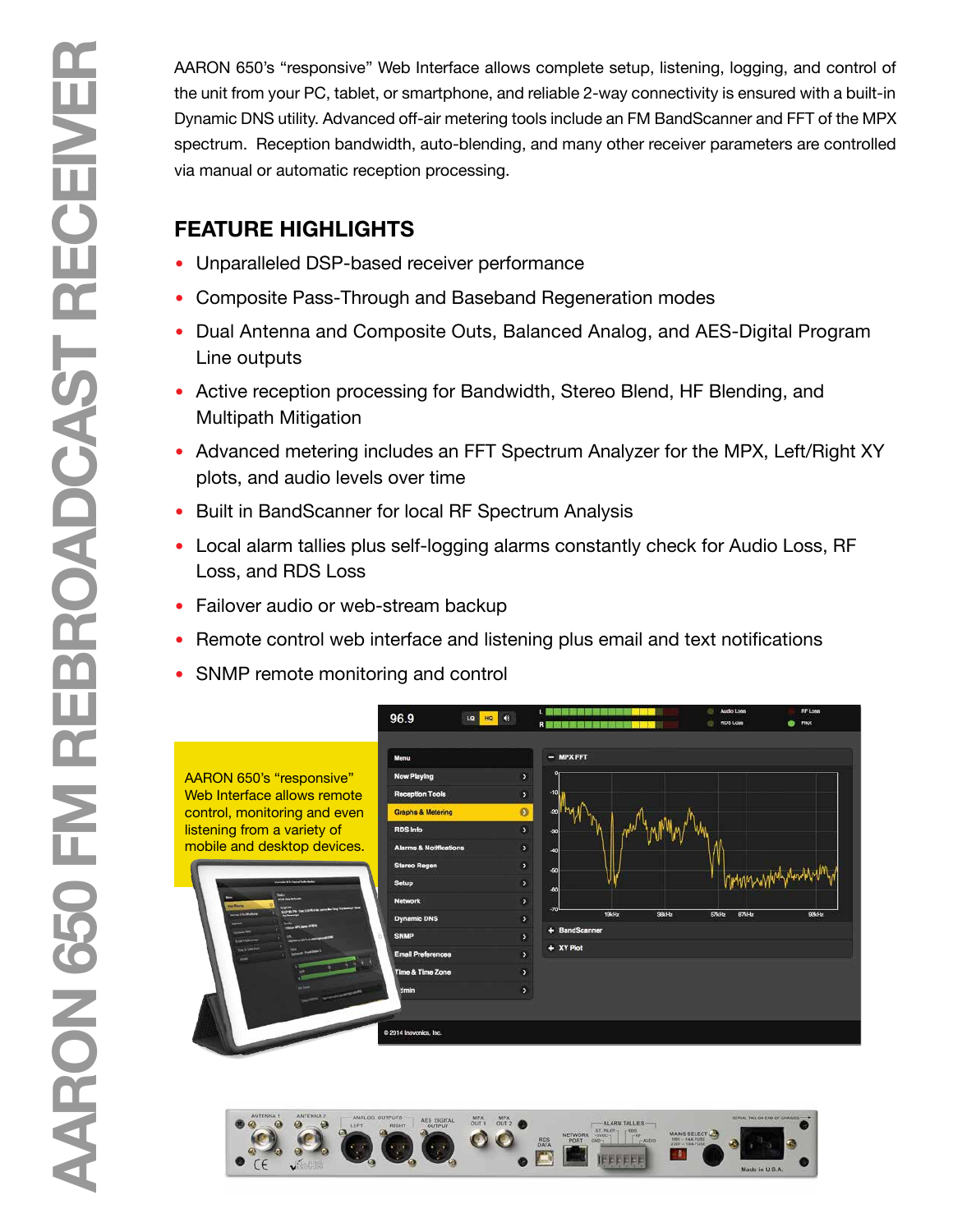AARON 650's "responsive" Web Interface allows complete setup, listening, logging, and control of the unit from your PC, tablet, or smartphone, and reliable 2-way connectivity is ensured with a built-in Dynamic DNS utility. Advanced off-air metering tools include an FM BandScanner and FFT of the MPX spectrum. Reception bandwidth, auto-blending, and many other receiver parameters are controlled via manual or automatic reception processing.

## FEATURE HIGHLIGHTS

- Unparalleled DSP-based receiver performance
- Composite Pass-Through and Baseband Regeneration modes
- Dual Antenna and Composite Outs, Balanced Analog, and AES-Digital Program Line outputs
- Active reception processing for Bandwidth, Stereo Blend, HF Blending, and Multipath Mitigation
- Advanced metering includes an FFT Spectrum Analyzer for the MPX, Left/Right XY plots, and audio levels over time
- Built in BandScanner for local RF Spectrum Analysis
- Local alarm tallies plus self-logging alarms constantly check for Audio Loss, RF Loss, and RDS Loss
- Failover audio or web-stream backup
- Remote control web interface and listening plus email and text notifications
- SNMP remote monitoring and control

AARON 650's "responsive" Web Interface allows remote control, monitoring and even listening from a variety of mobile and desktop devices.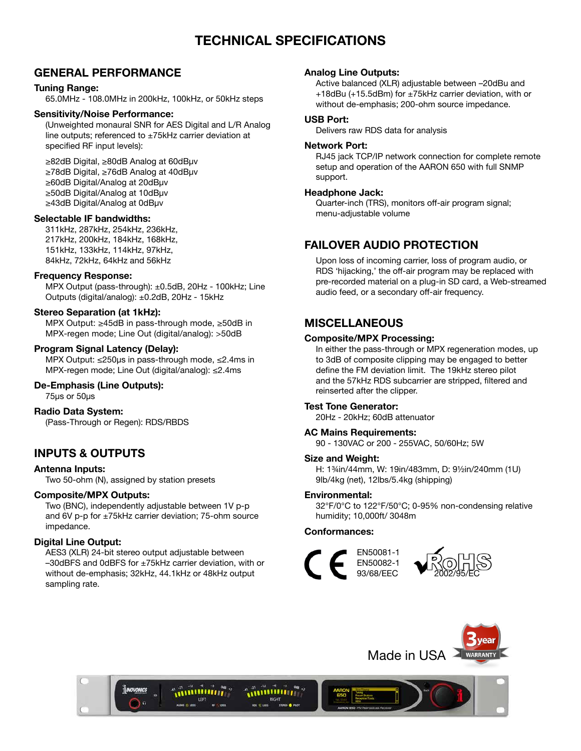# TECHNICAL SPECIFICATIONS

## GENERAL PERFORMANCE

**Tuning Range:**
65.0MHz - 108.0MHz in 200kHz, 100kHz, or 50kHz steps

**Sensitivity/Noise Performance:**
(Unweighted monaural SNR for AES Digital and L/R Analog line outputs; referenced to ±75kHz carrier deviation at specified RF input levels):

≥82dB Digital, ≥80dB Analog at 60dBμv
≥78dB Digital, ≥76dB Analog at 40dBμv
≥60dB Digital/Analog at 20dBμv
≥50dB Digital/Analog at 10dBμv
≥43dB Digital/Analog at 0dBμv

**Selectable IF bandwidths:**
311kHz, 287kHz, 254kHz, 236kHz, 217kHz, 200kHz, 184kHz, 168kHz, 151kHz, 133kHz, 114kHz, 97kHz, 84kHz, 72kHz, 64kHz and 56kHz

**Frequency Response:**
MPX Output (pass-through): ±0.5dB, 20Hz - 100kHz; Line Outputs (digital/analog): ±0.2dB, 20Hz - 15kHz

**Stereo Separation (at 1kHz):**
MPX Output: ≥45dB in pass-through mode, ≥50dB in MPX-regen mode; Line Out (digital/analog): >50dB

**Program Signal Latency (Delay):**
MPX Output: ≤250μs in pass-through mode, ≤2.4ms in MPX-regen mode; Line Out (digital/analog): ≤2.4ms

**De-Emphasis (Line Outputs):**
75μs or 50μs

**Radio Data System:**
(Pass-Through or Regen): RDS/RBDS

## INPUTS & OUTPUTS

**Antenna Inputs:**
Two 50-ohm (N), assigned by station presets

**Composite/MPX Outputs:**
Two (BNC), independently adjustable between 1V p-p and 6V p-p for ±75kHz carrier deviation; 75-ohm source impedance.

**Digital Line Output:**
AES3 (XLR) 24-bit stereo output adjustable between –30dBFS and 0dBFS for ±75kHz carrier deviation, with or without de-emphasis; 32kHz, 44.1kHz or 48kHz output sampling rate.

**Analog Line Outputs:**
Active balanced (XLR) adjustable between –20dBu and +18dBu (+15.5dBm) for ±75kHz carrier deviation, with or without de-emphasis; 200-ohm source impedance.

**USB Port:**
Delivers raw RDS data for analysis

**Network Port:**
RJ45 jack TCP/IP network connection for complete remote setup and operation of the AARON 650 with full SNMP support.

**Headphone Jack:**
Quarter-inch (TRS), monitors off-air program signal; menu-adjustable volume

## FAILOVER AUDIO PROTECTION

Upon loss of incoming carrier, loss of program audio, or RDS 'hijacking,' the off-air program may be replaced with pre-recorded material on a plug-in SD card, a Web-streamed audio feed, or a secondary off-air frequency.

## MISCELLANEOUS

**Composite/MPX Processing:**
In either the pass-through or MPX regeneration modes, up to 3dB of composite clipping may be engaged to better define the FM deviation limit. The 19kHz stereo pilot and the 57kHz RDS subcarrier are stripped, filtered and reinserted after the clipper.

**Test Tone Generator:**
20Hz - 20kHz; 60dB attenuator

**AC Mains Requirements:**
90 - 130VAC or 200 - 255VAC, 50/60Hz; 5W

**Size and Weight:**
H: 1¾in/44mm, W: 19in/483mm, D: 9½in/240mm (1U)
9lb/4kg (net), 12lbs/5.4kg (shipping)

**Environmental:**
32°F/0°C to 122°F/50°C; 0-95% non-condensing relative humidity; 10,000ft/ 3048m

**Conformances:**

CE EN50081-1
EN50082-1
93/68/EEC

RoHS 2002/95/EC

Made in USA

3 year WARRANTY